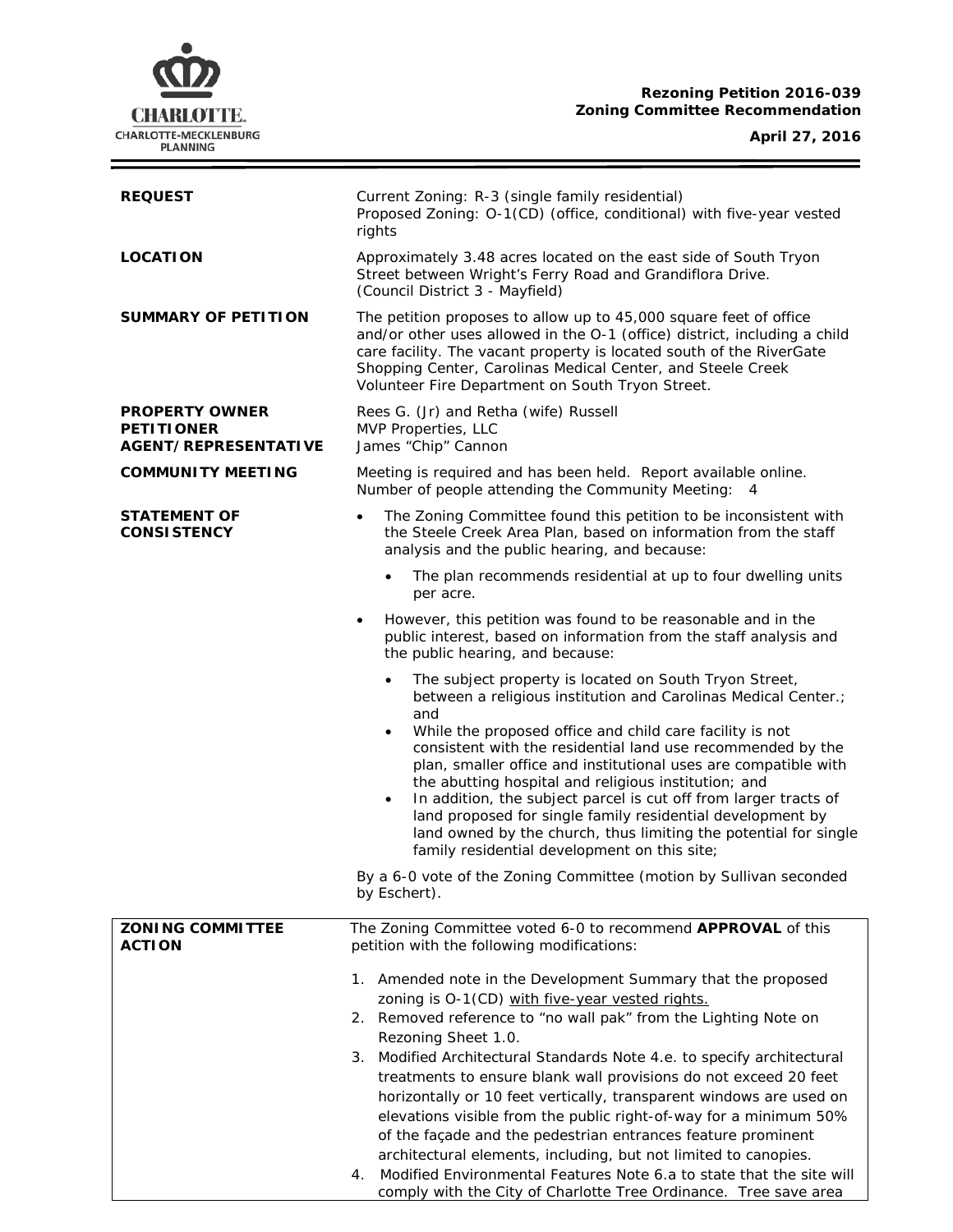**Rezoning Petition 2016-039**
**Zoning Committee Recommendation**

**April 27, 2016**

| | |
|---|---|
| **REQUEST** | Current Zoning: R-3 (single family residential)<br>Proposed Zoning: O-1(CD) (office, conditional) with five-year vested rights |
| **LOCATION** | Approximately 3.48 acres located on the east side of South Tryon Street between Wright's Ferry Road and Grandiflora Drive.<br>(Council District 3 - Mayfield) |
| **SUMMARY OF PETITION** | The petition proposes to allow up to 45,000 square feet of office and/or other uses allowed in the O-1 (office) district, including a child care facility. The vacant property is located south of the RiverGate Shopping Center, Carolinas Medical Center, and Steele Creek Volunteer Fire Department on South Tryon Street. |
| **PROPERTY OWNER**<br>**PETITIONER**<br>**AGENT/REPRESENTATIVE** | Rees G. (Jr) and Retha (wife) Russell<br>MVP Properties, LLC<br>James "Chip" Cannon |
| **COMMUNITY MEETING** | Meeting is required and has been held. Report available online.<br>Number of people attending the Community Meeting: 4 |
| **STATEMENT OF CONSISTENCY** | • The Zoning Committee found this petition to be inconsistent with the Steele Creek Area Plan, based on information from the staff analysis and the public hearing, and because:<br>&nbsp;&nbsp;&nbsp;&nbsp;• The plan recommends residential at up to four dwelling units per acre.<br>• However, this petition was found to be reasonable and in the public interest, based on information from the staff analysis and the public hearing, and because:<br>&nbsp;&nbsp;&nbsp;&nbsp;• The subject property is located on South Tryon Street, between a religious institution and Carolinas Medical Center.; and<br>&nbsp;&nbsp;&nbsp;&nbsp;• While the proposed office and child care facility is not consistent with the residential land use recommended by the plan, smaller office and institutional uses are compatible with the abutting hospital and religious institution; and<br>&nbsp;&nbsp;&nbsp;&nbsp;• In addition, the subject parcel is cut off from larger tracts of land proposed for single family residential development by land owned by the church, thus limiting the potential for single family residential development on this site;<br><br>By a 6-0 vote of the Zoning Committee (motion by Sullivan seconded by Eschert). |
| **ZONING COMMITTEE ACTION** | The Zoning Committee voted 6-0 to recommend **APPROVAL** of this petition with the following modifications:<br><br>1. Amended note in the Development Summary that the proposed zoning is O-1(CD) with five-year vested rights.<br>2. Removed reference to "no wall pak" from the Lighting Note on Rezoning Sheet 1.0.<br>3. Modified Architectural Standards Note 4.e. to specify architectural treatments to ensure blank wall provisions do not exceed 20 feet horizontally or 10 feet vertically, transparent windows are used on elevations visible from the public right-of-way for a minimum 50% of the façade and the pedestrian entrances feature prominent architectural elements, including, but not limited to canopies.<br>4. Modified Environmental Features Note 6.a to state that the site will comply with the City of Charlotte Tree Ordinance. Tree save area |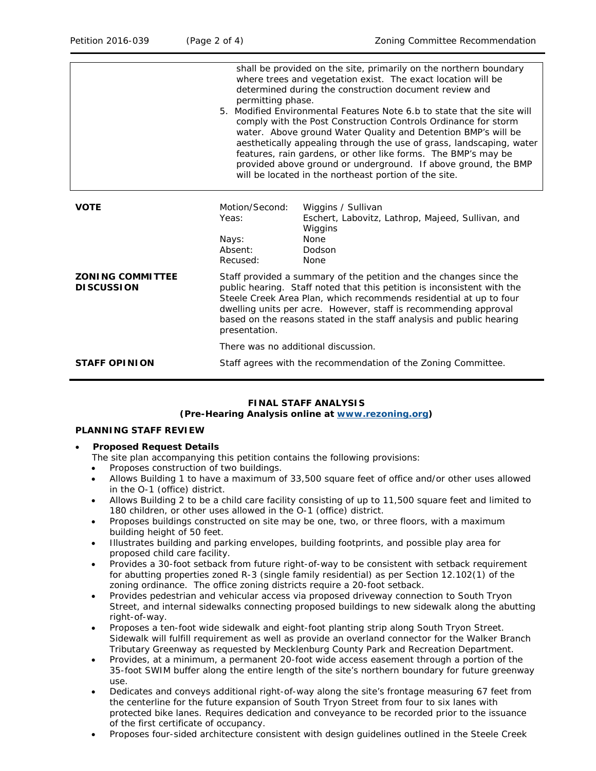| | |
|---|---|
| | shall be provided on the site, primarily on the northern boundary where trees and vegetation exist. The exact location will be determined during the construction document review and permitting phase.<br>5. Modified Environmental Features Note 6.b to state that the site will comply with the Post Construction Controls Ordinance for storm water. Above ground Water Quality and Detention BMP's will be aesthetically appealing through the use of grass, landscaping, water features, rain gardens, or other like forms. The BMP's may be provided above ground or underground. If above ground, the BMP will be located in the northeast portion of the site. |

| | | |
|---|---|---|
| **VOTE** | Motion/Second: | Wiggins / Sullivan |
| | Yeas: | Eschert, Labovitz, Lathrop, Majeed, Sullivan, and Wiggins |
| | Nays: | None |
| | Absent: | Dodson |
| | Recused: | None |

| | |
|---|---|
| **ZONING COMMITTEE DISCUSSION** | Staff provided a summary of the petition and the changes since the public hearing. Staff noted that this petition is inconsistent with the Steele Creek Area Plan, which recommends residential at up to four dwelling units per acre. However, staff is recommending approval based on the reasons stated in the staff analysis and public hearing presentation.<br><br>There was no additional discussion. |
| **STAFF OPINION** | Staff agrees with the recommendation of the Zoning Committee. |

**FINAL STAFF ANALYSIS**
**(Pre-Hearing Analysis online at [www.rezoning.org](www.rezoning.org))**

**PLANNING STAFF REVIEW**

- **Proposed Request Details**
  The site plan accompanying this petition contains the following provisions:
  - Proposes construction of two buildings.
  - Allows Building 1 to have a maximum of 33,500 square feet of office and/or other uses allowed in the O-1 (office) district.
  - Allows Building 2 to be a child care facility consisting of up to 11,500 square feet and limited to 180 children, or other uses allowed in the O-1 (office) district.
  - Proposes buildings constructed on site may be one, two, or three floors, with a maximum building height of 50 feet.
  - Illustrates building and parking envelopes, building footprints, and possible play area for proposed child care facility.
  - Provides a 30-foot setback from future right-of-way to be consistent with setback requirement for abutting properties zoned R-3 (single family residential) as per Section 12.102(1) of the zoning ordinance. The office zoning districts require a 20-foot setback.
  - Provides pedestrian and vehicular access via proposed driveway connection to South Tryon Street, and internal sidewalks connecting proposed buildings to new sidewalk along the abutting right-of-way.
  - Proposes a ten-foot wide sidewalk and eight-foot planting strip along South Tryon Street. Sidewalk will fulfill requirement as well as provide an overland connector for the Walker Branch Tributary Greenway as requested by Mecklenburg County Park and Recreation Department.
  - Provides, at a minimum, a permanent 20-foot wide access easement through a portion of the 35-foot SWIM buffer along the entire length of the site's northern boundary for future greenway use.
  - Dedicates and conveys additional right-of-way along the site's frontage measuring 67 feet from the centerline for the future expansion of South Tryon Street from four to six lanes with protected bike lanes. Requires dedication and conveyance to be recorded prior to the issuance of the first certificate of occupancy.
  - Proposes four-sided architecture consistent with design guidelines outlined in the Steele Creek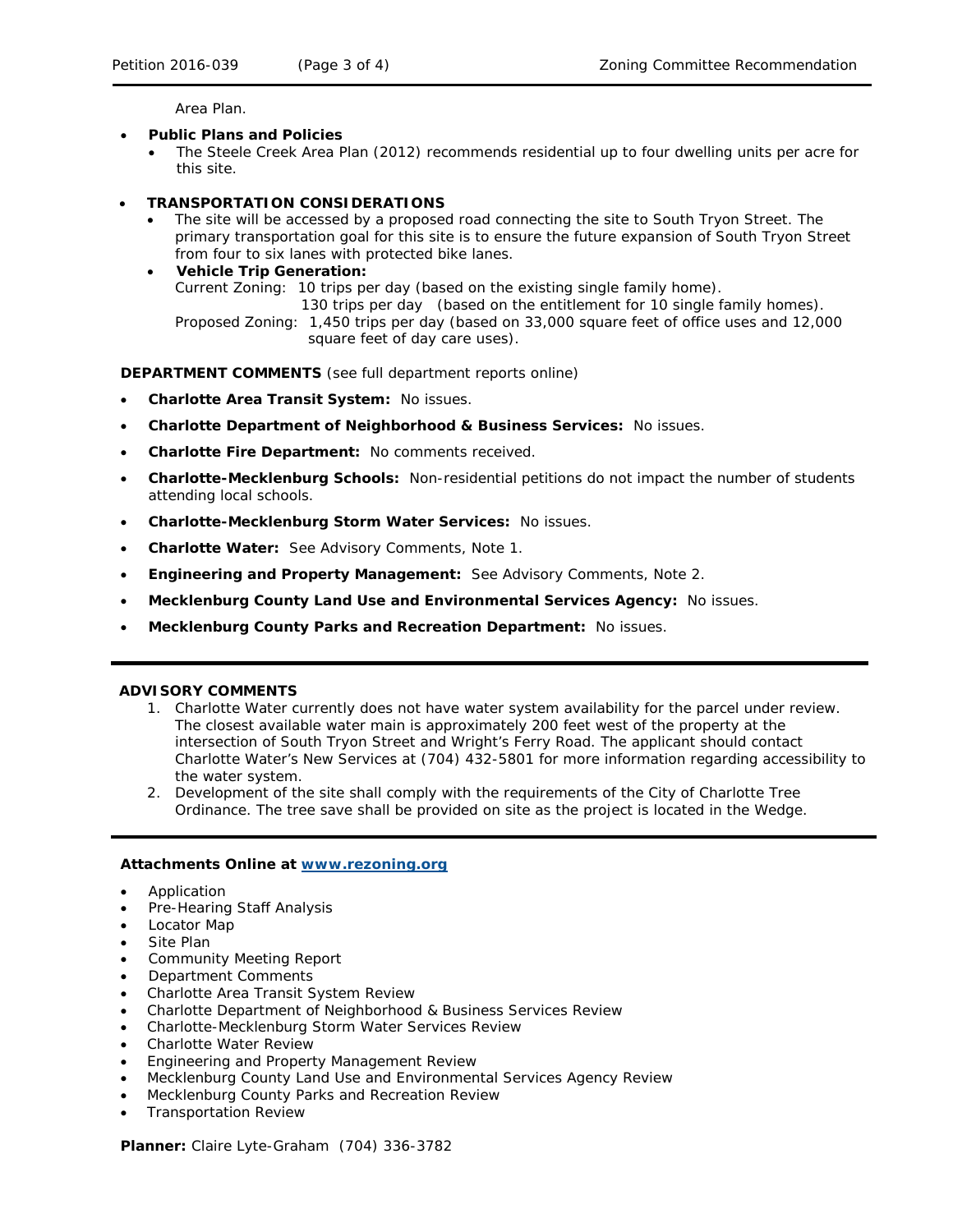Area Plan.

- **Public Plans and Policies**
  - The Steele Creek Area Plan (2012) recommends residential up to four dwelling units per acre for this site.

- **TRANSPORTATION CONSIDERATIONS**
  - The site will be accessed by a proposed road connecting the site to South Tryon Street. The primary transportation goal for this site is to ensure the future expansion of South Tryon Street from four to six lanes with protected bike lanes.
  - **Vehicle Trip Generation:**
    Current Zoning: 10 trips per day (based on the existing single family home).
    130 trips per day (based on the entitlement for 10 single family homes).
    Proposed Zoning: 1,450 trips per day (based on 33,000 square feet of office uses and 12,000 square feet of day care uses).

**DEPARTMENT COMMENTS** (see full department reports online)

- **Charlotte Area Transit System:** No issues.
- **Charlotte Department of Neighborhood & Business Services:** No issues.
- **Charlotte Fire Department:** No comments received.
- **Charlotte-Mecklenburg Schools:** Non-residential petitions do not impact the number of students attending local schools.
- **Charlotte-Mecklenburg Storm Water Services:** No issues.
- **Charlotte Water:** See Advisory Comments, Note 1.
- **Engineering and Property Management:** See Advisory Comments, Note 2.
- **Mecklenburg County Land Use and Environmental Services Agency:** No issues.
- **Mecklenburg County Parks and Recreation Department:** No issues.

**ADVISORY COMMENTS**

1. Charlotte Water currently does not have water system availability for the parcel under review. The closest available water main is approximately 200 feet west of the property at the intersection of South Tryon Street and Wright's Ferry Road. The applicant should contact Charlotte Water's New Services at (704) 432-5801 for more information regarding accessibility to the water system.
2. Development of the site shall comply with the requirements of the City of Charlotte Tree Ordinance. The tree save shall be provided on site as the project is located in the Wedge.

**Attachments Online at [www.rezoning.org](http://www.rezoning.org)**

- Application
- Pre-Hearing Staff Analysis
- Locator Map
- Site Plan
- Community Meeting Report
- Department Comments
- Charlotte Area Transit System Review
- Charlotte Department of Neighborhood & Business Services Review
- Charlotte-Mecklenburg Storm Water Services Review
- Charlotte Water Review
- Engineering and Property Management Review
- Mecklenburg County Land Use and Environmental Services Agency Review
- Mecklenburg County Parks and Recreation Review
- Transportation Review

**Planner:** Claire Lyte-Graham (704) 336-3782